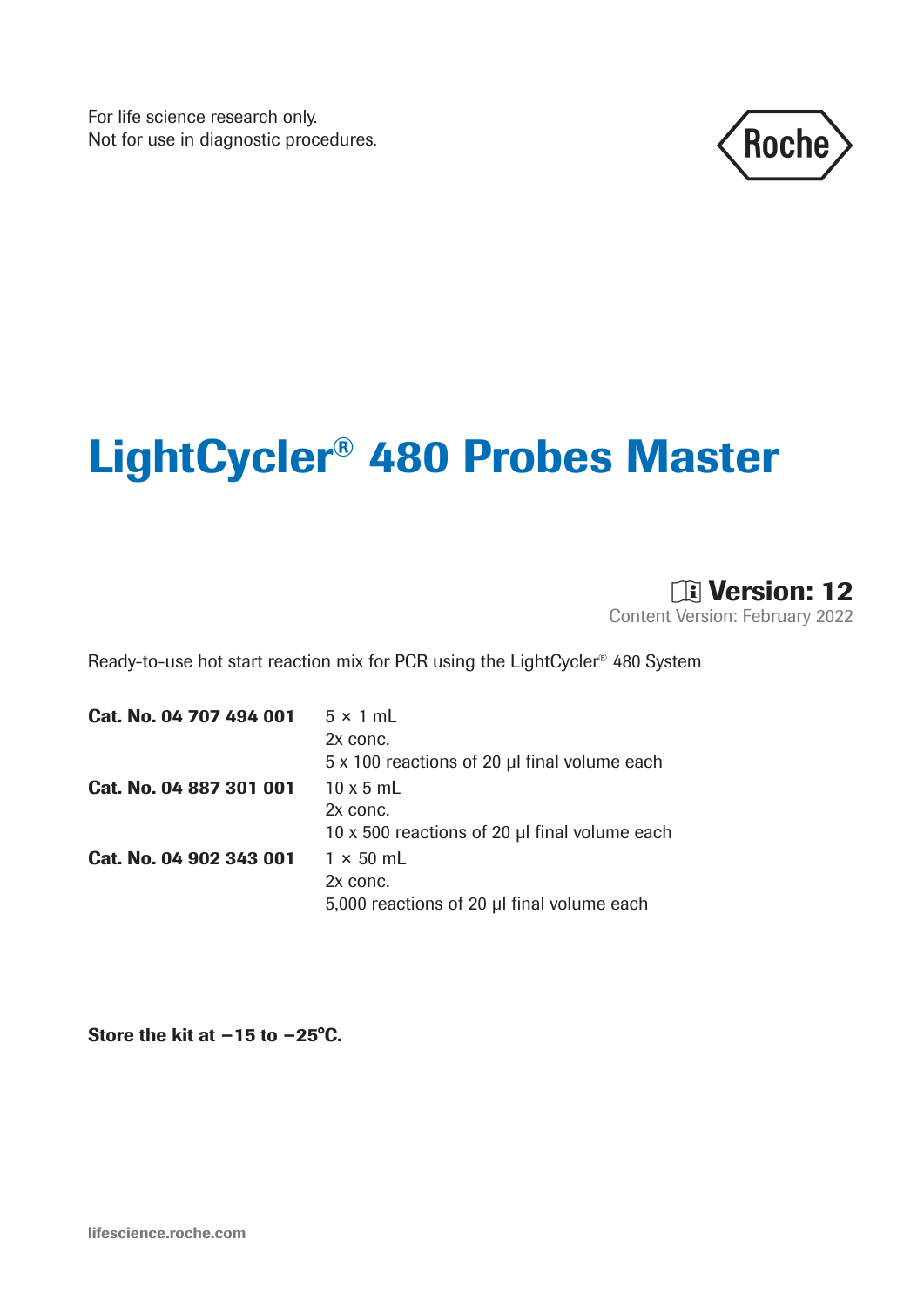For life science research only.
Not for use in diagnostic procedures.

Roche

# LightCycler® 480 Probes Master

**Version: 12**

Content Version: February 2022

Ready-to-use hot start reaction mix for PCR using the LightCycler® 480 System

| | |
|---|---|
| **Cat. No. 04 707 494 001** | 5 × 1 mL<br>2x conc.<br>5 x 100 reactions of 20 µl final volume each |
| **Cat. No. 04 887 301 001** | 10 x 5 mL<br>2x conc.<br>10 x 500 reactions of 20 µl final volume each |
| **Cat. No. 04 902 343 001** | 1 × 50 mL<br>2x conc.<br>5,000 reactions of 20 µl final volume each |

**Store the kit at −15 to −25°C.**

lifescience.roche.com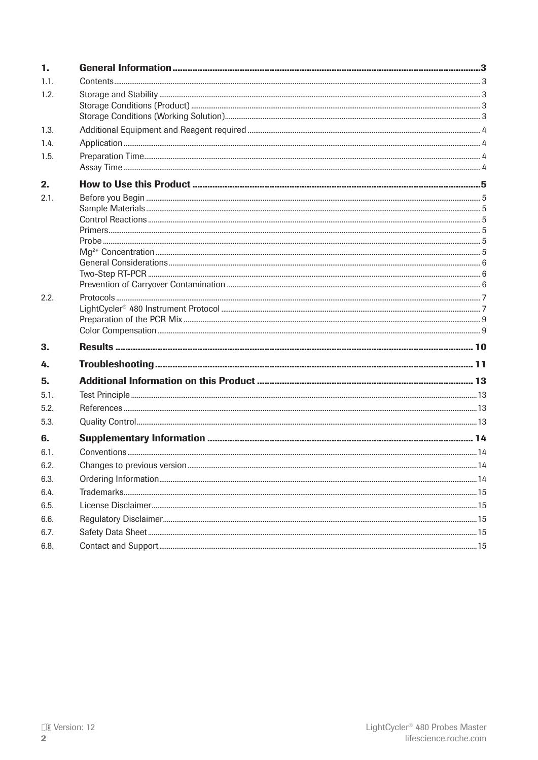| | | |
|---|---|---|
| **1.** | **General Information** | **3** |
| 1.1. | Contents | 3 |
| 1.2. | Storage and Stability | 3 |
| | Storage Conditions (Product) | 3 |
| | Storage Conditions (Working Solution) | 3 |
| 1.3. | Additional Equipment and Reagent required | 4 |
| 1.4. | Application | 4 |
| 1.5. | Preparation Time | 4 |
| | Assay Time | 4 |
| **2.** | **How to Use this Product** | **5** |
| 2.1. | Before you Begin | 5 |
| | Sample Materials | 5 |
| | Control Reactions | 5 |
| | Primers | 5 |
| | Probe | 5 |
| | $Mg^{2+}$ Concentration | 5 |
| | General Considerations | 6 |
| | Two-Step RT-PCR | 6 |
| | Prevention of Carryover Contamination | 6 |
| 2.2. | Protocols | 7 |
| | LightCycler® 480 Instrument Protocol | 7 |
| | Preparation of the PCR Mix | 9 |
| | Color Compensation | 9 |
| **3.** | **Results** | **10** |
| **4.** | **Troubleshooting** | **11** |
| **5.** | **Additional Information on this Product** | **13** |
| 5.1. | Test Principle | 13 |
| 5.2. | References | 13 |
| 5.3. | Quality Control | 13 |
| **6.** | **Supplementary Information** | **14** |
| 6.1. | Conventions | 14 |
| 6.2. | Changes to previous version | 14 |
| 6.3. | Ordering Information | 14 |
| 6.4. | Trademarks | 15 |
| 6.5. | License Disclaimer | 15 |
| 6.6. | Regulatory Disclaimer | 15 |
| 6.7. | Safety Data Sheet | 15 |
| 6.8. | Contact and Support | 15 |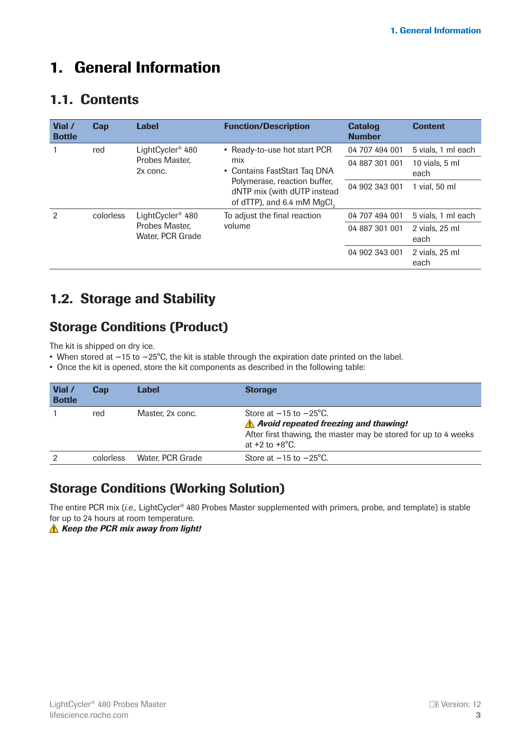# 1. General Information

## 1.1. Contents

| Vial / Bottle | Cap | Label | Function/Description | Catalog Number | Content |
|---|---|---|---|---|---|
| 1 | red | LightCycler® 480 Probes Master, 2x conc. | • Ready-to-use hot start PCR mix<br>• Contains FastStart Taq DNA Polymerase, reaction buffer, dNTP mix (with dUTP instead of dTTP), and 6.4 mM $MgCl_2$ | 04 707 494 001 | 5 vials, 1 ml each |
| | | | | 04 887 301 001 | 10 vials, 5 ml each |
| | | | | 04 902 343 001 | 1 vial, 50 ml |
| 2 | colorless | LightCycler® 480 Probes Master, Water, PCR Grade | To adjust the final reaction volume | 04 707 494 001 | 5 vials, 1 ml each |
| | | | | 04 887 301 001 | 2 vials, 25 ml each |
| | | | | 04 902 343 001 | 2 vials, 25 ml each |

## 1.2. Storage and Stability

### Storage Conditions (Product)

The kit is shipped on dry ice.

- When stored at −15 to −25°C, the kit is stable through the expiration date printed on the label.
- Once the kit is opened, store the kit components as described in the following table:

| Vial / Bottle | Cap | Label | Storage |
|---|---|---|---|
| 1 | red | Master, 2x conc. | Store at −15 to −25°C.<br>⚠ ***Avoid repeated freezing and thawing!***<br>After first thawing, the master may be stored for up to 4 weeks at +2 to +8°C. |
| 2 | colorless | Water, PCR Grade | Store at −15 to −25°C. |

### Storage Conditions (Working Solution)

The entire PCR mix (*i.e.,* LightCycler® 480 Probes Master supplemented with primers, probe, and template) is stable for up to 24 hours at room temperature.

⚠ ***Keep the PCR mix away from light!***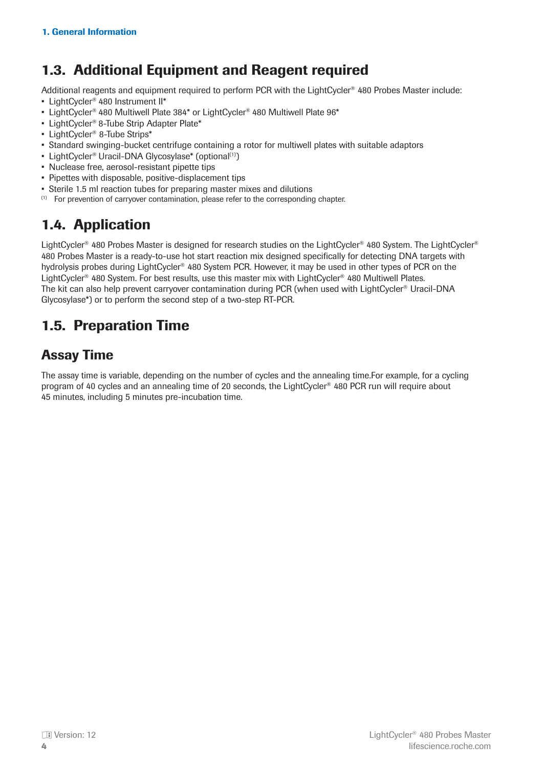## 1.3. Additional Equipment and Reagent required

Additional reagents and equipment required to perform PCR with the LightCycler® 480 Probes Master include:

- LightCycler® 480 Instrument II*
- LightCycler® 480 Multiwell Plate 384* or LightCycler® 480 Multiwell Plate 96*
- LightCycler® 8-Tube Strip Adapter Plate*
- LightCycler® 8-Tube Strips*
- Standard swinging-bucket centrifuge containing a rotor for multiwell plates with suitable adaptors
- LightCycler® Uracil-DNA Glycosylase* (optional[(1)])
- Nuclease free, aerosol-resistant pipette tips
- Pipettes with disposable, positive-displacement tips
- Sterile 1.5 ml reaction tubes for preparing master mixes and dilutions

[(1)] For prevention of carryover contamination, please refer to the corresponding chapter.

## 1.4. Application

LightCycler® 480 Probes Master is designed for research studies on the LightCycler® 480 System. The LightCycler® 480 Probes Master is a ready-to-use hot start reaction mix designed specifically for detecting DNA targets with hydrolysis probes during LightCycler® 480 System PCR. However, it may be used in other types of PCR on the LightCycler® 480 System. For best results, use this master mix with LightCycler® 480 Multiwell Plates.
The kit can also help prevent carryover contamination during PCR (when used with LightCycler® Uracil-DNA Glycosylase*) or to perform the second step of a two-step RT-PCR.

## 1.5. Preparation Time

### Assay Time

The assay time is variable, depending on the number of cycles and the annealing time.For example, for a cycling program of 40 cycles and an annealing time of 20 seconds, the LightCycler® 480 PCR run will require about 45 minutes, including 5 minutes pre-incubation time.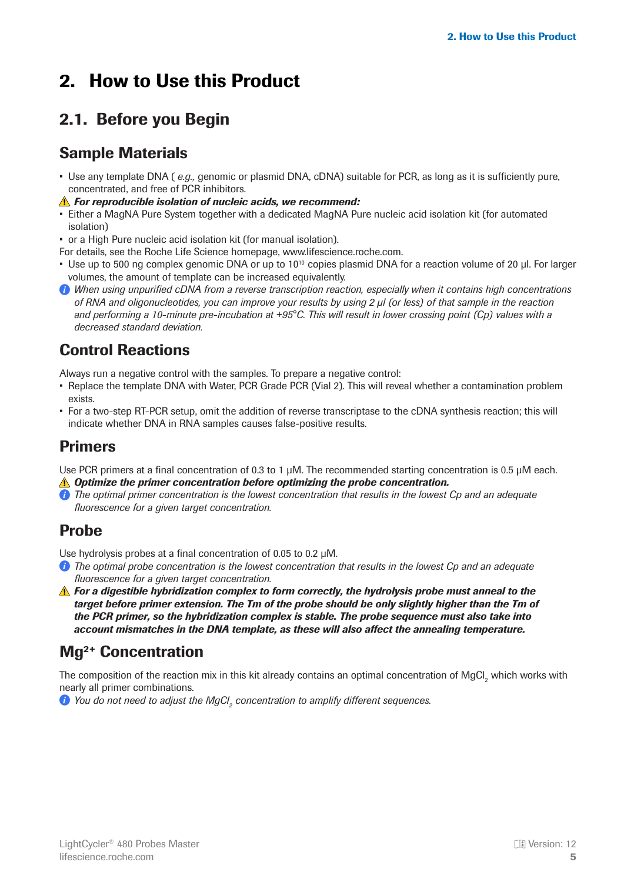# 2. How to Use this Product

## 2.1. Before you Begin

### Sample Materials

- Use any template DNA ( *e.g.,* genomic or plasmid DNA, cDNA) suitable for PCR, as long as it is sufficiently pure, concentrated, and free of PCR inhibitors.

⚠ ***For reproducible isolation of nucleic acids, we recommend:***

- Either a MagNA Pure System together with a dedicated MagNA Pure nucleic acid isolation kit (for automated isolation)
- or a High Pure nucleic acid isolation kit (for manual isolation).

For details, see the Roche Life Science homepage, www.lifescience.roche.com.

- Use up to 500 ng complex genomic DNA or up to $10^{10}$ copies plasmid DNA for a reaction volume of 20 µl. For larger volumes, the amount of template can be increased equivalently.

ℹ *When using unpurified cDNA from a reverse transcription reaction, especially when it contains high concentrations of RNA and oligonucleotides, you can improve your results by using 2 µl (or less) of that sample in the reaction and performing a 10-minute pre-incubation at +95°C. This will result in lower crossing point (Cp) values with a decreased standard deviation.*

### Control Reactions

Always run a negative control with the samples. To prepare a negative control:

- Replace the template DNA with Water, PCR Grade PCR (Vial 2). This will reveal whether a contamination problem exists.
- For a two-step RT-PCR setup, omit the addition of reverse transcriptase to the cDNA synthesis reaction; this will indicate whether DNA in RNA samples causes false-positive results.

### Primers

Use PCR primers at a final concentration of 0.3 to 1 µM. The recommended starting concentration is 0.5 µM each.

⚠ ***Optimize the primer concentration before optimizing the probe concentration.***

ℹ *The optimal primer concentration is the lowest concentration that results in the lowest Cp and an adequate fluorescence for a given target concentration.*

### Probe

Use hydrolysis probes at a final concentration of 0.05 to 0.2 µM.

ℹ *The optimal probe concentration is the lowest concentration that results in the lowest Cp and an adequate fluorescence for a given target concentration.*

⚠ ***For a digestible hybridization complex to form correctly, the hydrolysis probe must anneal to the target before primer extension. The Tm of the probe should be only slightly higher than the Tm of the PCR primer, so the hybridization complex is stable. The probe sequence must also take into account mismatches in the DNA template, as these will also affect the annealing temperature.***

### $Mg^{2+}$ Concentration

The composition of the reaction mix in this kit already contains an optimal concentration of $MgCl_2$ which works with nearly all primer combinations.

ℹ *You do not need to adjust the $MgCl_2$ concentration to amplify different sequences.*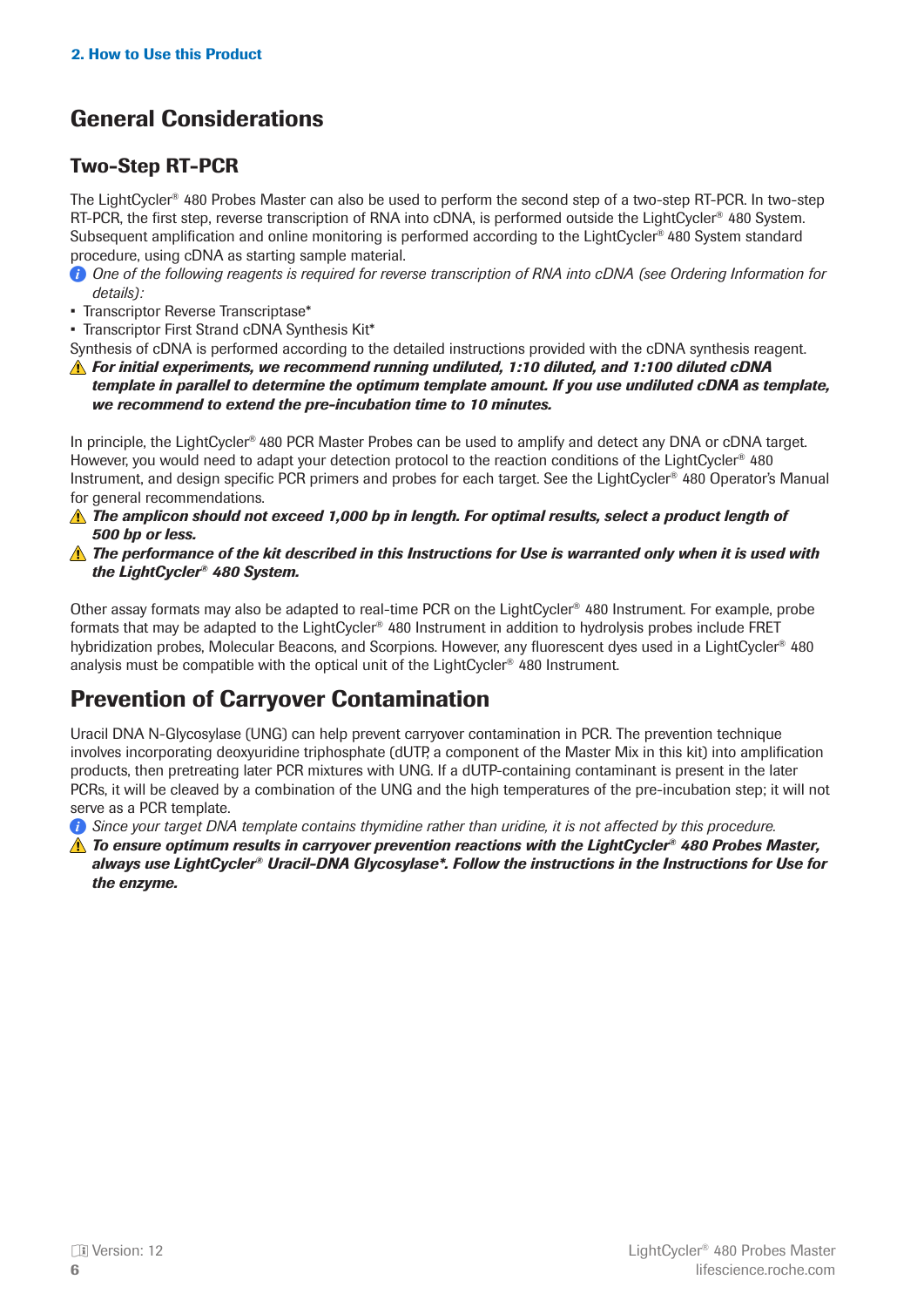## General Considerations

### Two-Step RT-PCR

The LightCycler® 480 Probes Master can also be used to perform the second step of a two-step RT-PCR. In two-step RT-PCR, the first step, reverse transcription of RNA into cDNA, is performed outside the LightCycler® 480 System. Subsequent amplification and online monitoring is performed according to the LightCycler® 480 System standard procedure, using cDNA as starting sample material.

*One of the following reagents is required for reverse transcription of RNA into cDNA (see Ordering Information for details):*

- Transcriptor Reverse Transcriptase*
- Transcriptor First Strand cDNA Synthesis Kit*

Synthesis of cDNA is performed according to the detailed instructions provided with the cDNA synthesis reagent.

***For initial experiments, we recommend running undiluted, 1:10 diluted, and 1:100 diluted cDNA template in parallel to determine the optimum template amount. If you use undiluted cDNA as template, we recommend to extend the pre-incubation time to 10 minutes.***

In principle, the LightCycler® 480 PCR Master Probes can be used to amplify and detect any DNA or cDNA target. However, you would need to adapt your detection protocol to the reaction conditions of the LightCycler® 480 Instrument, and design specific PCR primers and probes for each target. See the LightCycler® 480 Operator's Manual for general recommendations.

***The amplicon should not exceed 1,000 bp in length. For optimal results, select a product length of 500 bp or less.***

***The performance of the kit described in this Instructions for Use is warranted only when it is used with the LightCycler® 480 System.***

Other assay formats may also be adapted to real-time PCR on the LightCycler® 480 Instrument. For example, probe formats that may be adapted to the LightCycler® 480 Instrument in addition to hydrolysis probes include FRET hybridization probes, Molecular Beacons, and Scorpions. However, any fluorescent dyes used in a LightCycler® 480 analysis must be compatible with the optical unit of the LightCycler® 480 Instrument.

## Prevention of Carryover Contamination

Uracil DNA N-Glycosylase (UNG) can help prevent carryover contamination in PCR. The prevention technique involves incorporating deoxyuridine triphosphate (dUTP, a component of the Master Mix in this kit) into amplification products, then pretreating later PCR mixtures with UNG. If a dUTP-containing contaminant is present in the later PCRs, it will be cleaved by a combination of the UNG and the high temperatures of the pre-incubation step; it will not serve as a PCR template.

*Since your target DNA template contains thymidine rather than uridine, it is not affected by this procedure.*

***To ensure optimum results in carryover prevention reactions with the LightCycler® 480 Probes Master, always use LightCycler® Uracil-DNA Glycosylase*. Follow the instructions in the Instructions for Use for the enzyme.***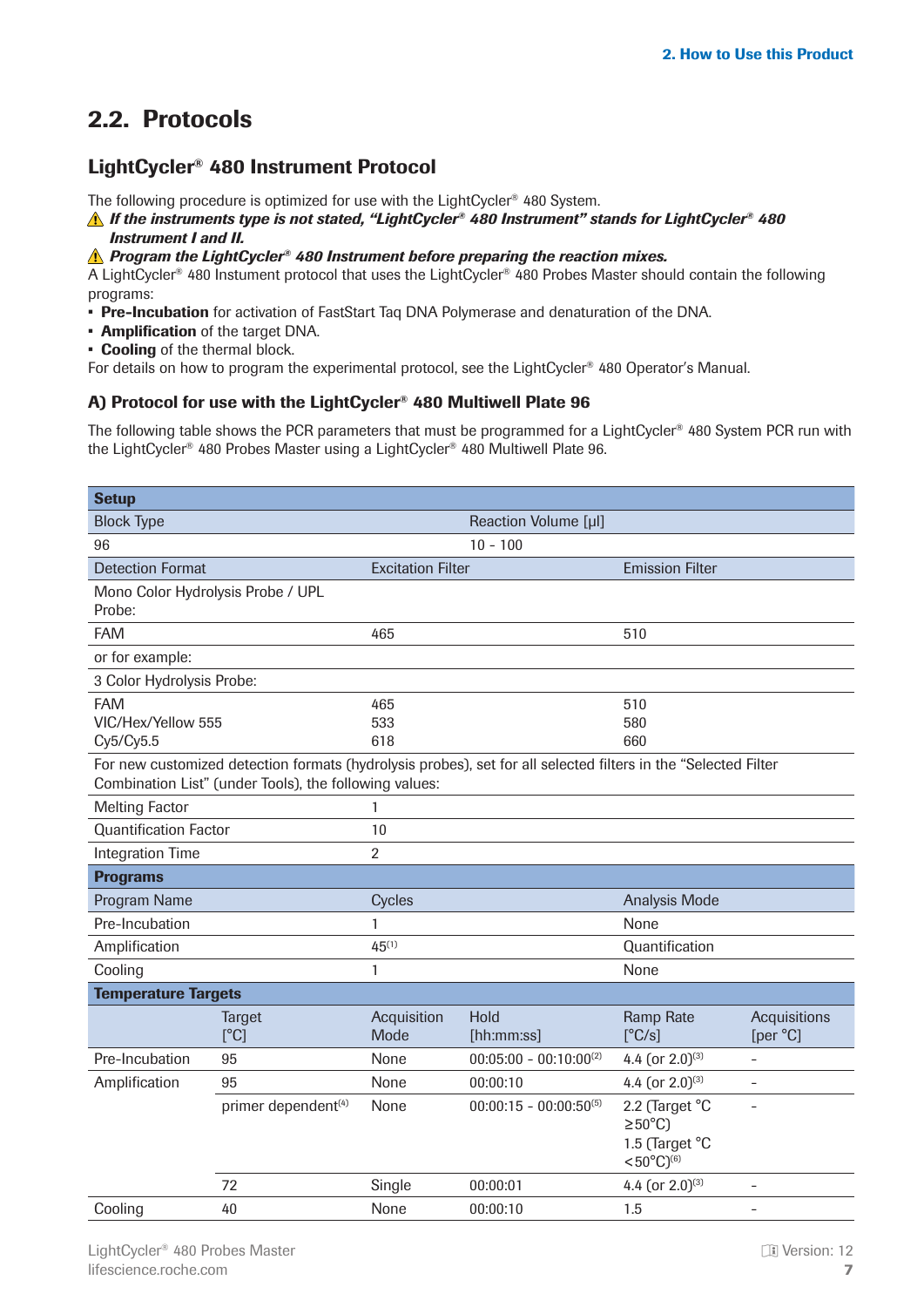## 2.2. Protocols

### LightCycler® 480 Instrument Protocol

The following procedure is optimized for use with the LightCycler® 480 System.

⚠ ***If the instruments type is not stated, "LightCycler® 480 Instrument" stands for LightCycler® 480 Instrument I and II.***

⚠ ***Program the LightCycler® 480 Instrument before preparing the reaction mixes.***

A LightCycler® 480 Instument protocol that uses the LightCycler® 480 Probes Master should contain the following programs:

- **Pre-Incubation** for activation of FastStart Taq DNA Polymerase and denaturation of the DNA.
- **Amplification** of the target DNA.
- **Cooling** of the thermal block.

For details on how to program the experimental protocol, see the LightCycler® 480 Operator's Manual.

#### A) Protocol for use with the LightCycler® 480 Multiwell Plate 96

The following table shows the PCR parameters that must be programmed for a LightCycler® 480 System PCR run with the LightCycler® 480 Probes Master using a LightCycler® 480 Multiwell Plate 96.

| **Setup** | | | | | |
|---|---|---|---|---|---|
| Block Type | | | Reaction Volume [µl] | | |
| 96 | | | 10 - 100 | | |
| Detection Format | | Excitation Filter | | Emission Filter | |
| Mono Color Hydrolysis Probe / UPL Probe: | | | | | |
| FAM | | 465 | | 510 | |
| or for example: | | | | | |
| 3 Color Hydrolysis Probe: | | | | | |
| FAM<br>VIC/Hex/Yellow 555<br>Cy5/Cy5.5 | | 465<br>533<br>618 | | 510<br>580<br>660 | |
| For new customized detection formats (hydrolysis probes), set for all selected filters in the "Selected Filter Combination List" (under Tools), the following values: | | | | | |
| Melting Factor | | 1 | | | |
| Quantification Factor | | 10 | | | |
| Integration Time | | 2 | | | |
| **Programs** | | | | | |
| Program Name | | Cycles | | Analysis Mode | |
| Pre-Incubation | | 1 | | None | |
| Amplification | | 45[1] | | Quantification | |
| Cooling | | 1 | | None | |
| **Temperature Targets** | | | | | |
| | Target [°C] | Acquisition Mode | Hold [hh:mm:ss] | Ramp Rate [°C/s] | Acquisitions [per °C] |
| Pre-Incubation | 95 | None | 00:05:00 - 00:10:00[2] | 4.4 (or 2.0)[3] | - |
| Amplification | 95 | None | 00:00:10 | 4.4 (or 2.0)[3] | - |
| | primer dependent[4] | None | 00:00:15 - 00:00:50[5] | 2.2 (Target °C ≥50°C)<br>1.5 (Target °C <50°C)[6] | - |
| | 72 | Single | 00:00:01 | 4.4 (or 2.0)[3] | - |
| Cooling | 40 | None | 00:00:10 | 1.5 | - |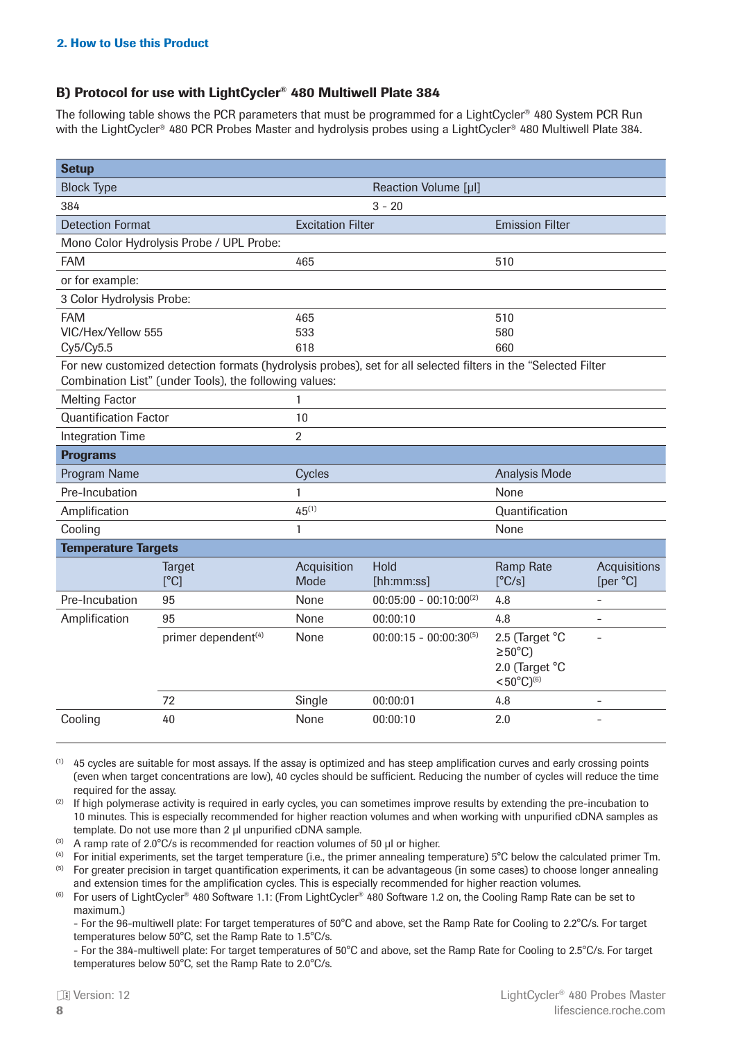## 2. How to Use this Product

### B) Protocol for use with LightCycler® 480 Multiwell Plate 384

The following table shows the PCR parameters that must be programmed for a LightCycler® 480 System PCR Run with the LightCycler® 480 PCR Probes Master and hydrolysis probes using a LightCycler® 480 Multiwell Plate 384.

| **Setup** | | | | | |
|---|---|---|---|---|---|
| Block Type | | | Reaction Volume [µl] | | |
| 384 | | | 3 - 20 | | |
| Detection Format | | Excitation Filter | | Emission Filter | |
| Mono Color Hydrolysis Probe / UPL Probe: | | | | | |
| FAM | | 465 | | 510 | |
| or for example: | | | | | |
| 3 Color Hydrolysis Probe: | | | | | |
| FAM<br>VIC/Hex/Yellow 555<br>Cy5/Cy5.5 | | 465<br>533<br>618 | | 510<br>580<br>660 | |
| For new customized detection formats (hydrolysis probes), set for all selected filters in the “Selected Filter Combination List” (under Tools), the following values: | | | | | |
| Melting Factor | | 1 | | | |
| Quantification Factor | | 10 | | | |
| Integration Time | | 2 | | | |
| **Programs** | | | | | |
| Program Name | | Cycles | | Analysis Mode | |
| Pre-Incubation | | 1 | | None | |
| Amplification | | 45[1] | | Quantification | |
| Cooling | | 1 | | None | |
| **Temperature Targets** | | | | | |
| | Target [°C] | Acquisition Mode | Hold [hh:mm:ss] | Ramp Rate [°C/s] | Acquisitions [per °C] |
| Pre-Incubation | 95 | None | 00:05:00 - 00:10:00[2] | 4.8 | - |
| Amplification | 95 | None | 00:00:10 | 4.8 | - |
| | primer dependent[4] | None | 00:00:15 - 00:00:30[5] | 2.5 (Target °C ≥50°C)<br>2.0 (Target °C <50°C)[6] | - |
| | 72 | Single | 00:00:01 | 4.8 | - |
| Cooling | 40 | None | 00:00:10 | 2.0 | - |

[1] 45 cycles are suitable for most assays. If the assay is optimized and has steep amplification curves and early crossing points (even when target concentrations are low), 40 cycles should be sufficient. Reducing the number of cycles will reduce the time required for the assay.

[2] If high polymerase activity is required in early cycles, you can sometimes improve results by extending the pre-incubation to 10 minutes. This is especially recommended for higher reaction volumes and when working with unpurified cDNA samples as template. Do not use more than 2 µl unpurified cDNA sample.

[3] A ramp rate of 2.0°C/s is recommended for reaction volumes of 50 µl or higher.

[4] For initial experiments, set the target temperature (i.e., the primer annealing temperature) 5°C below the calculated primer Tm.

[5] For greater precision in target quantification experiments, it can be advantageous (in some cases) to choose longer annealing and extension times for the amplification cycles. This is especially recommended for higher reaction volumes.

[6] For users of LightCycler® 480 Software 1.1: (From LightCycler® 480 Software 1.2 on, the Cooling Ramp Rate can be set to maximum.)
- For the 96-multiwell plate: For target temperatures of 50°C and above, set the Ramp Rate for Cooling to 2.2°C/s. For target temperatures below 50°C, set the Ramp Rate to 1.5°C/s.
- For the 384-multiwell plate: For target temperatures of 50°C and above, set the Ramp Rate for Cooling to 2.5°C/s. For target temperatures below 50°C, set the Ramp Rate to 2.0°C/s.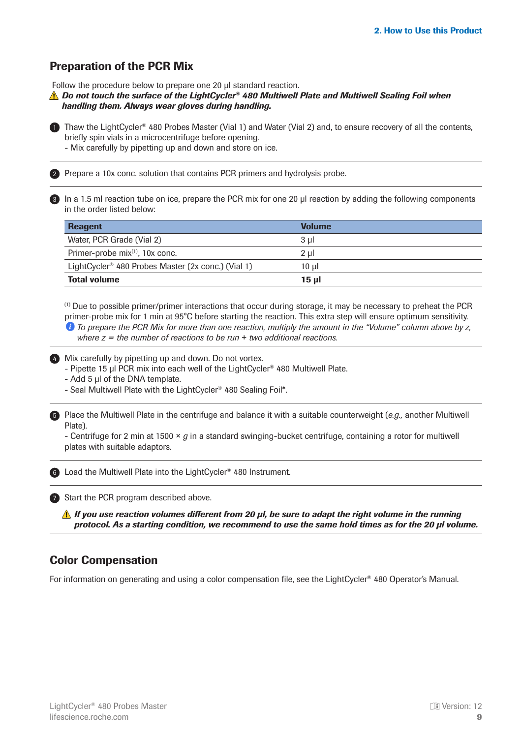## Preparation of the PCR Mix

Follow the procedure below to prepare one 20 µl standard reaction.

⚠ ***Do not touch the surface of the LightCycler® 480 Multiwell Plate and Multiwell Sealing Foil when handling them. Always wear gloves during handling.***

1. Thaw the LightCycler® 480 Probes Master (Vial 1) and Water (Vial 2) and, to ensure recovery of all the contents, briefly spin vials in a microcentrifuge before opening.
   - Mix carefully by pipetting up and down and store on ice.

---

2. Prepare a 10x conc. solution that contains PCR primers and hydrolysis probe.

---

3. In a 1.5 ml reaction tube on ice, prepare the PCR mix for one 20 µl reaction by adding the following components in the order listed below:

| Reagent | Volume |
|---|---|
| Water, PCR Grade (Vial 2) | 3 µl |
| Primer-probe mix[1], 10x conc. | 2 µl |
| LightCycler® 480 Probes Master (2x conc.) (Vial 1) | 10 µl |
| **Total volume** | **15 µl** |

[1] Due to possible primer/primer interactions that occur during storage, it may be necessary to preheat the PCR primer-probe mix for 1 min at 95°C before starting the reaction. This extra step will ensure optimum sensitivity.

ℹ *To prepare the PCR Mix for more than one reaction, multiply the amount in the "Volume" column above by z, where z = the number of reactions to be run + two additional reactions.*

---

4. Mix carefully by pipetting up and down. Do not vortex.
   - Pipette 15 µl PCR mix into each well of the LightCycler® 480 Multiwell Plate.
   - Add 5 µl of the DNA template.
   - Seal Multiwell Plate with the LightCycler® 480 Sealing Foil*.

---

5. Place the Multiwell Plate in the centrifuge and balance it with a suitable counterweight (*e.g.,* another Multiwell Plate).
   - Centrifuge for 2 min at 1500 × *g* in a standard swinging-bucket centrifuge, containing a rotor for multiwell plates with suitable adaptors.

---

6. Load the Multiwell Plate into the LightCycler® 480 Instrument.

---

7. Start the PCR program described above.

⚠ ***If you use reaction volumes different from 20 µl, be sure to adapt the right volume in the running protocol. As a starting condition, we recommend to use the same hold times as for the 20 µl volume.***

---

## Color Compensation

For information on generating and using a color compensation file, see the LightCycler® 480 Operator's Manual.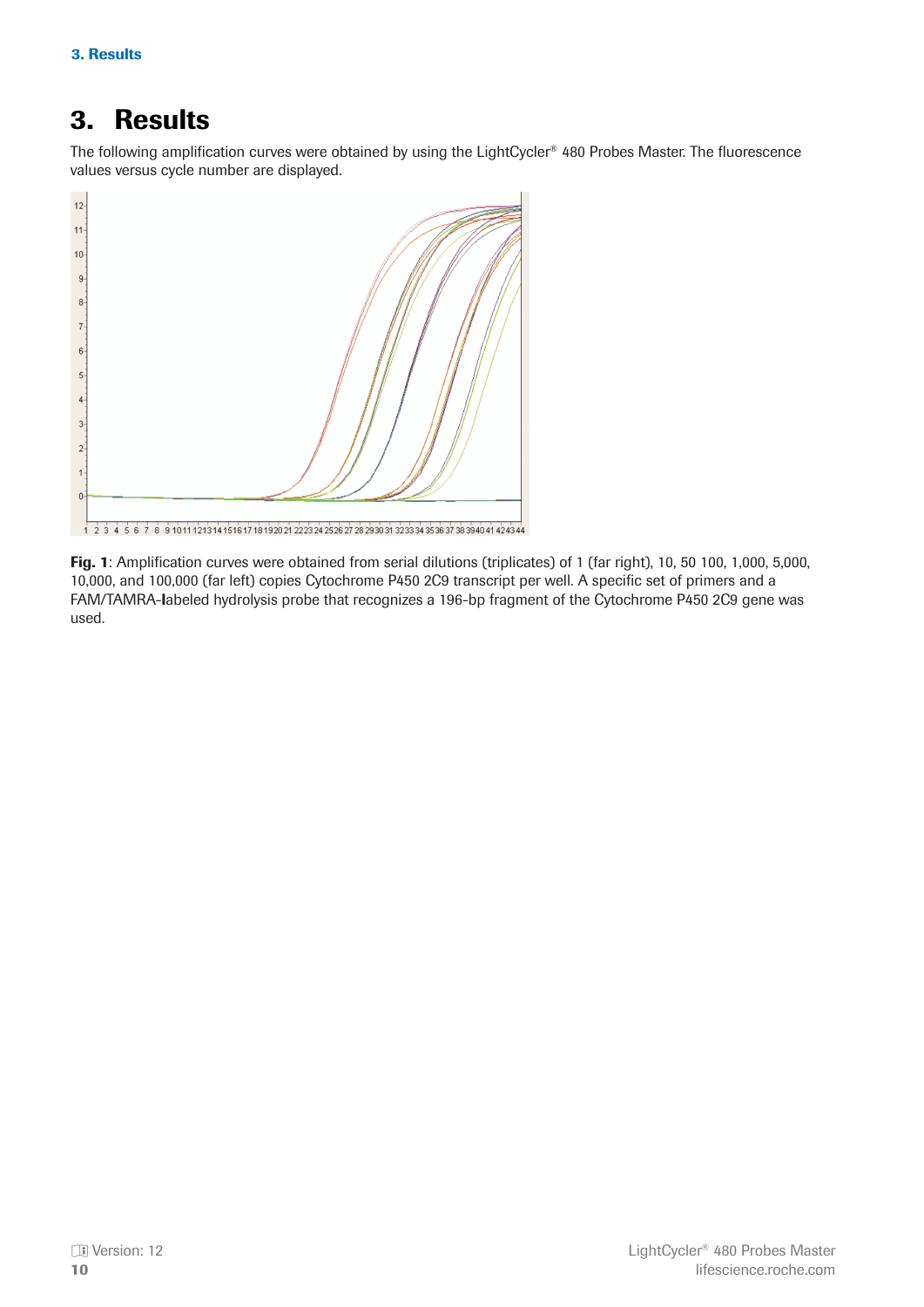# 3. Results

The following amplification curves were obtained by using the LightCycler® 480 Probes Master. The fluorescence values versus cycle number are displayed.

**Fig. 1**: Amplification curves were obtained from serial dilutions (triplicates) of 1 (far right), 10, 50 100, 1,000, 5,000, 10,000, and 100,000 (far left) copies Cytochrome P450 2C9 transcript per well. A specific set of primers and a FAM/TAMRA-labeled hydrolysis probe that recognizes a 196-bp fragment of the Cytochrome P450 2C9 gene was used.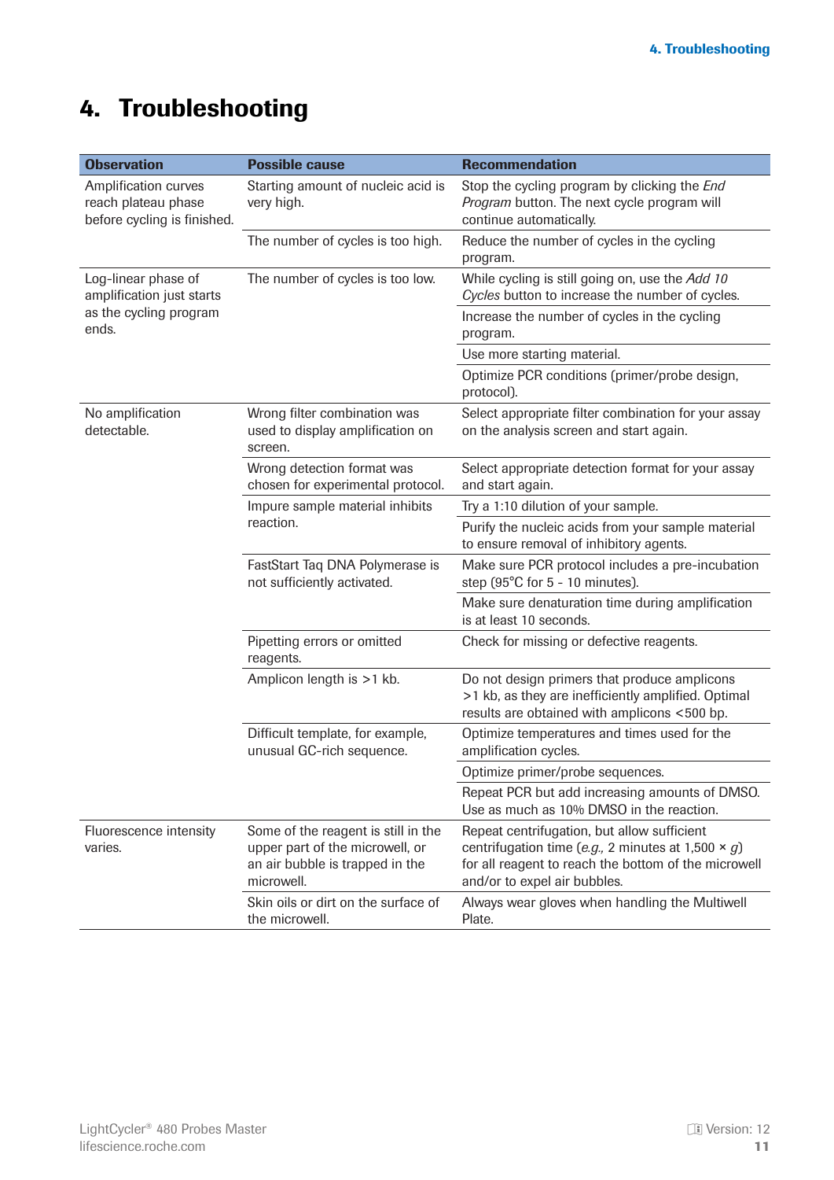# 4. Troubleshooting

| Observation | Possible cause | Recommendation |
|---|---|---|
| Amplification curves reach plateau phase before cycling is finished. | Starting amount of nucleic acid is very high. | Stop the cycling program by clicking the *End Program* button. The next cycle program will continue automatically. |
| | The number of cycles is too high. | Reduce the number of cycles in the cycling program. |
| Log-linear phase of amplification just starts as the cycling program ends. | The number of cycles is too low. | While cycling is still going on, use the *Add 10 Cycles* button to increase the number of cycles. |
| | | Increase the number of cycles in the cycling program. |
| | | Use more starting material. |
| | | Optimize PCR conditions (primer/probe design, protocol). |
| No amplification detectable. | Wrong filter combination was used to display amplification on screen. | Select appropriate filter combination for your assay on the analysis screen and start again. |
| | Wrong detection format was chosen for experimental protocol. | Select appropriate detection format for your assay and start again. |
| | Impure sample material inhibits reaction. | Try a 1:10 dilution of your sample. |
| | | Purify the nucleic acids from your sample material to ensure removal of inhibitory agents. |
| | FastStart Taq DNA Polymerase is not sufficiently activated. | Make sure PCR protocol includes a pre-incubation step (95°C for 5 - 10 minutes). |
| | | Make sure denaturation time during amplification is at least 10 seconds. |
| | Pipetting errors or omitted reagents. | Check for missing or defective reagents. |
| | Amplicon length is >1 kb. | Do not design primers that produce amplicons >1 kb, as they are inefficiently amplified. Optimal results are obtained with amplicons <500 bp. |
| | Difficult template, for example, unusual GC-rich sequence. | Optimize temperatures and times used for the amplification cycles. |
| | | Optimize primer/probe sequences. |
| | | Repeat PCR but add increasing amounts of DMSO. Use as much as 10% DMSO in the reaction. |
| Fluorescence intensity varies. | Some of the reagent is still in the upper part of the microwell, or an air bubble is trapped in the microwell. | Repeat centrifugation, but allow sufficient centrifugation time (*e.g.,* 2 minutes at 1,500 × *g*) for all reagent to reach the bottom of the microwell and/or to expel air bubbles. |
| | Skin oils or dirt on the surface of the microwell. | Always wear gloves when handling the Multiwell Plate. |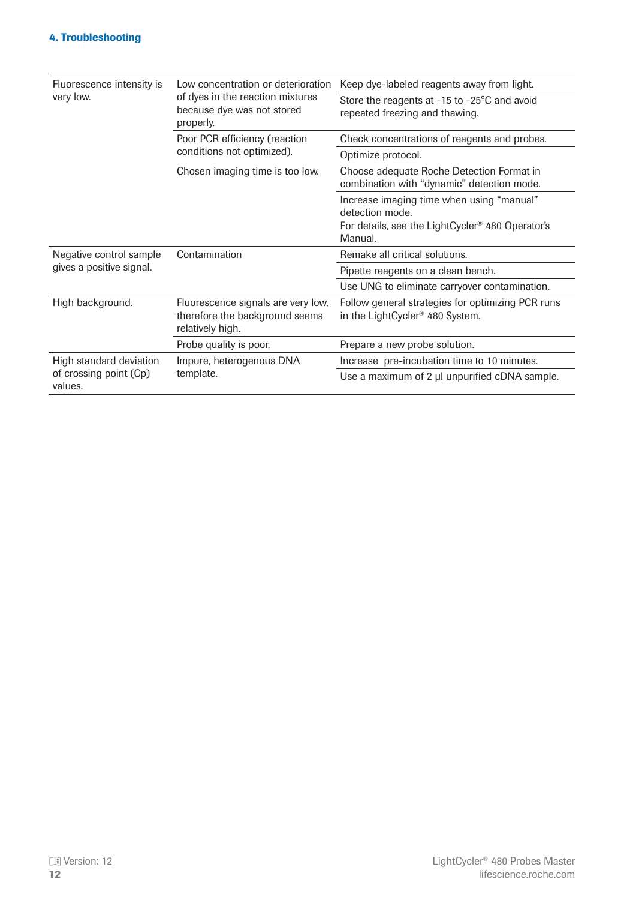## 4. Troubleshooting

| | | |
|---|---|---|
| Fluorescence intensity is very low. | Low concentration or deterioration of dyes in the reaction mixtures because dye was not stored properly. | Keep dye-labeled reagents away from light. |
| | | Store the reagents at -15 to -25°C and avoid repeated freezing and thawing. |
| | Poor PCR efficiency (reaction conditions not optimized). | Check concentrations of reagents and probes. |
| | | Optimize protocol. |
| | Chosen imaging time is too low. | Choose adequate Roche Detection Format in combination with “dynamic” detection mode. |
| | | Increase imaging time when using “manual” detection mode. For details, see the LightCycler® 480 Operator’s Manual. |
| Negative control sample gives a positive signal. | Contamination | Remake all critical solutions. |
| | | Pipette reagents on a clean bench. |
| | | Use UNG to eliminate carryover contamination. |
| High background. | Fluorescence signals are very low, therefore the background seems relatively high. | Follow general strategies for optimizing PCR runs in the LightCycler® 480 System. |
| | Probe quality is poor. | Prepare a new probe solution. |
| High standard deviation of crossing point (Cp) values. | Impure, heterogenous DNA template. | Increase pre-incubation time to 10 minutes. |
| | | Use a maximum of 2 µl unpurified cDNA sample. |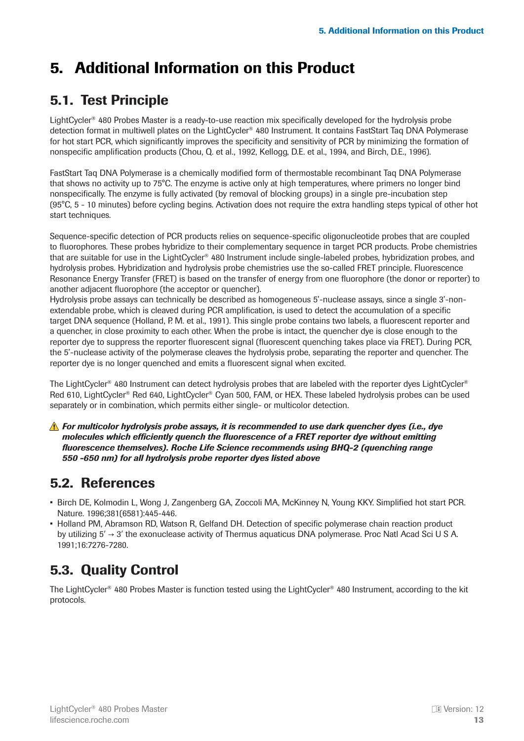# 5. Additional Information on this Product

## 5.1. Test Principle

LightCycler® 480 Probes Master is a ready-to-use reaction mix specifically developed for the hydrolysis probe detection format in multiwell plates on the LightCycler® 480 Instrument. It contains FastStart Taq DNA Polymerase for hot start PCR, which significantly improves the specificity and sensitivity of PCR by minimizing the formation of nonspecific amplification products (Chou, Q. et al., 1992, Kellogg, D.E. et al., 1994, and Birch, D.E., 1996).

FastStart Taq DNA Polymerase is a chemically modified form of thermostable recombinant Taq DNA Polymerase that shows no activity up to 75°C. The enzyme is active only at high temperatures, where primers no longer bind nonspecifically. The enzyme is fully activated (by removal of blocking groups) in a single pre-incubation step (95°C, 5 - 10 minutes) before cycling begins. Activation does not require the extra handling steps typical of other hot start techniques.

Sequence-specific detection of PCR products relies on sequence-specific oligonucleotide probes that are coupled to fluorophores. These probes hybridize to their complementary sequence in target PCR products. Probe chemistries that are suitable for use in the LightCycler® 480 Instrument include single-labeled probes, hybridization probes, and hydrolysis probes. Hybridization and hydrolysis probe chemistries use the so-called FRET principle. Fluorescence Resonance Energy Transfer (FRET) is based on the transfer of energy from one fluorophore (the donor or reporter) to another adjacent fluorophore (the acceptor or quencher).
Hydrolysis probe assays can technically be described as homogeneous 5'-nuclease assays, since a single 3'-non-extendable probe, which is cleaved during PCR amplification, is used to detect the accumulation of a specific target DNA sequence (Holland, P. M. et al., 1991). This single probe contains two labels, a fluorescent reporter and a quencher, in close proximity to each other. When the probe is intact, the quencher dye is close enough to the reporter dye to suppress the reporter fluorescent signal (fluorescent quenching takes place via FRET). During PCR, the 5'-nuclease activity of the polymerase cleaves the hydrolysis probe, separating the reporter and quencher. The reporter dye is no longer quenched and emits a fluorescent signal when excited.

The LightCycler® 480 Instrument can detect hydrolysis probes that are labeled with the reporter dyes LightCycler® Red 610, LightCycler® Red 640, LightCycler® Cyan 500, FAM, or HEX. These labeled hydrolysis probes can be used separately or in combination, which permits either single- or multicolor detection.

⚠ ***For multicolor hydrolysis probe assays, it is recommended to use dark quencher dyes (i.e., dye molecules which efficiently quench the fluorescence of a FRET reporter dye without emitting fluorescence themselves). Roche Life Science recommends using BHQ-2 (quenching range 550 -650 nm) for all hydrolysis probe reporter dyes listed above***

## 5.2. References

- Birch DE, Kolmodin L, Wong J, Zangenberg GA, Zoccoli MA, McKinney N, Young KKY. Simplified hot start PCR. Nature. 1996;381(6581):445-446.
- Holland PM, Abramson RD, Watson R, Gelfand DH. Detection of specific polymerase chain reaction product by utilizing 5' → 3' the exonuclease activity of Thermus aquaticus DNA polymerase. Proc Natl Acad Sci U S A. 1991;16:7276-7280.

## 5.3. Quality Control

The LightCycler® 480 Probes Master is function tested using the LightCycler® 480 Instrument, according to the kit protocols.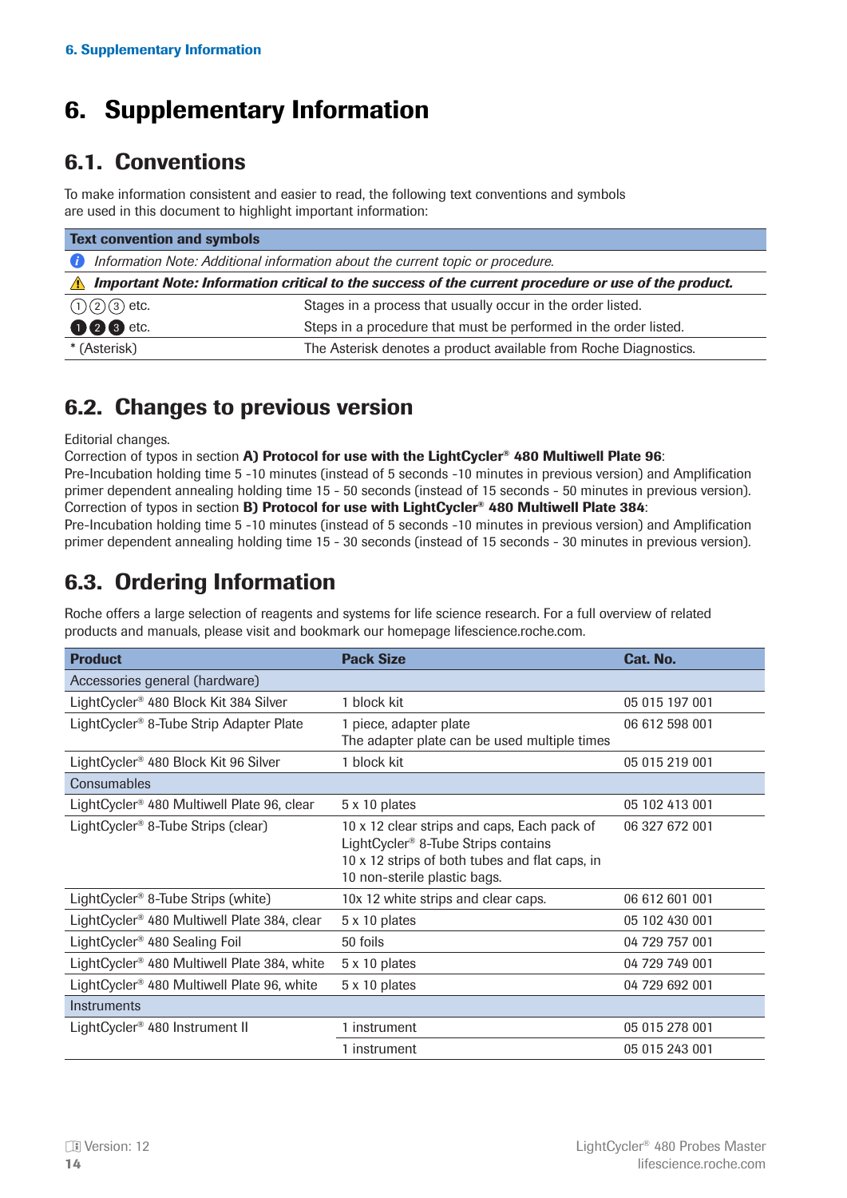# 6. Supplementary Information

## 6.1. Conventions

To make information consistent and easier to read, the following text conventions and symbols are used in this document to highlight important information:

| Text convention and symbols | |
|---|---|
| *Information Note: Additional information about the current topic or procedure.* | |
| ***Important Note: Information critical to the success of the current procedure or use of the product.*** | |
| ①②③ etc. | Stages in a process that usually occur in the order listed. |
| ❶❷❸ etc. | Steps in a procedure that must be performed in the order listed. |
| * (Asterisk) | The Asterisk denotes a product available from Roche Diagnostics. |

## 6.2. Changes to previous version

Editorial changes.
Correction of typos in section **A) Protocol for use with the LightCycler® 480 Multiwell Plate 96**:
Pre-Incubation holding time 5 -10 minutes (instead of 5 seconds -10 minutes in previous version) and Amplification primer dependent annealing holding time 15 - 50 seconds (instead of 15 seconds - 50 minutes in previous version).
Correction of typos in section **B) Protocol for use with LightCycler® 480 Multiwell Plate 384**:
Pre-Incubation holding time 5 -10 minutes (instead of 5 seconds -10 minutes in previous version) and Amplification primer dependent annealing holding time 15 - 30 seconds (instead of 15 seconds - 30 minutes in previous version).

## 6.3. Ordering Information

Roche offers a large selection of reagents and systems for life science research. For a full overview of related products and manuals, please visit and bookmark our homepage lifescience.roche.com.

| Product | Pack Size | Cat. No. |
|---|---|---|
| Accessories general (hardware) | | |
| LightCycler® 480 Block Kit 384 Silver | 1 block kit | 05 015 197 001 |
| LightCycler® 8-Tube Strip Adapter Plate | 1 piece, adapter plate<br>The adapter plate can be used multiple times | 06 612 598 001 |
| LightCycler® 480 Block Kit 96 Silver | 1 block kit | 05 015 219 001 |
| Consumables | | |
| LightCycler® 480 Multiwell Plate 96, clear | 5 x 10 plates | 05 102 413 001 |
| LightCycler® 8-Tube Strips (clear) | 10 x 12 clear strips and caps, Each pack of LightCycler® 8-Tube Strips contains 10 x 12 strips of both tubes and flat caps, in 10 non-sterile plastic bags. | 06 327 672 001 |
| LightCycler® 8-Tube Strips (white) | 10x 12 white strips and clear caps. | 06 612 601 001 |
| LightCycler® 480 Multiwell Plate 384, clear | 5 x 10 plates | 05 102 430 001 |
| LightCycler® 480 Sealing Foil | 50 foils | 04 729 757 001 |
| LightCycler® 480 Multiwell Plate 384, white | 5 x 10 plates | 04 729 749 001 |
| LightCycler® 480 Multiwell Plate 96, white | 5 x 10 plates | 04 729 692 001 |
| Instruments | | |
| LightCycler® 480 Instrument II | 1 instrument | 05 015 278 001 |
| | 1 instrument | 05 015 243 001 |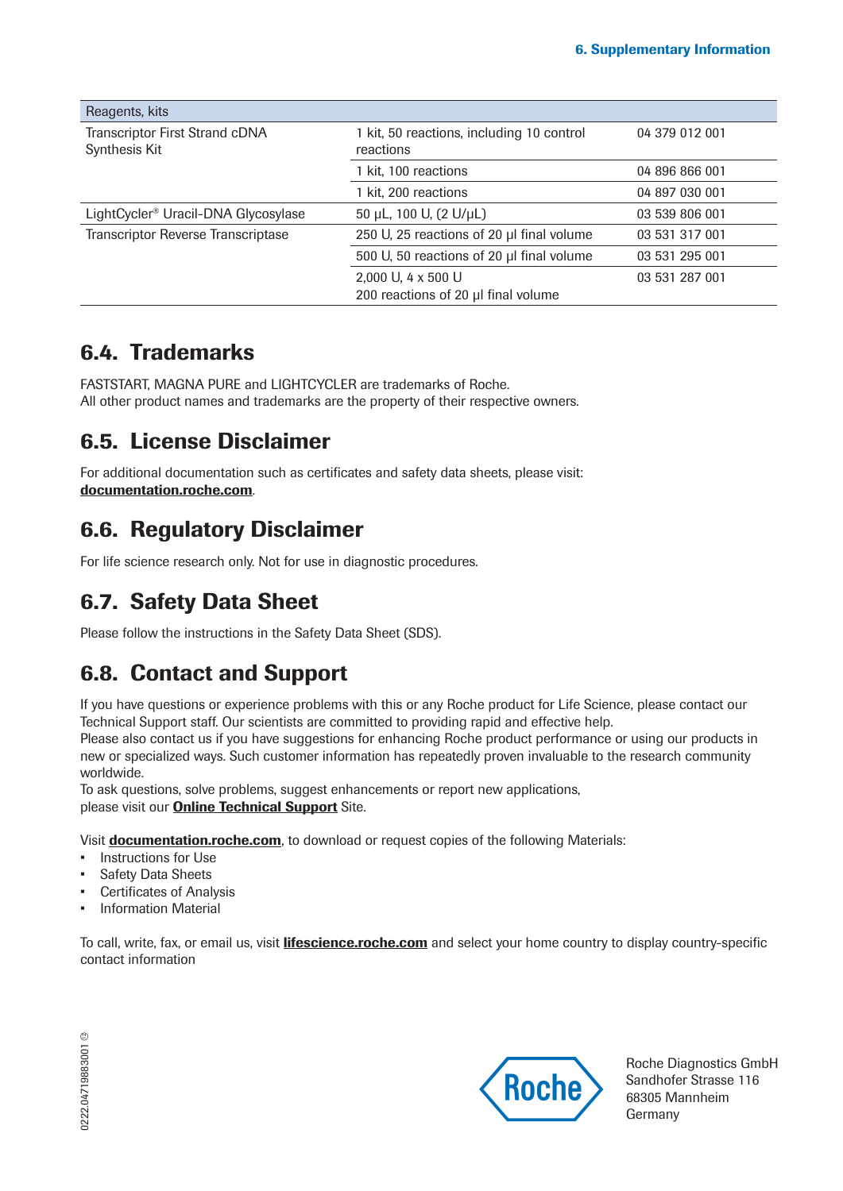| Reagents, kits | | |
|---|---|---|
| Transcriptor First Strand cDNA Synthesis Kit | 1 kit, 50 reactions, including 10 control reactions | 04 379 012 001 |
| | 1 kit, 100 reactions | 04 896 866 001 |
| | 1 kit, 200 reactions | 04 897 030 001 |
| LightCycler® Uracil-DNA Glycosylase | 50 µL, 100 U, (2 U/µL) | 03 539 806 001 |
| Transcriptor Reverse Transcriptase | 250 U, 25 reactions of 20 µl final volume | 03 531 317 001 |
| | 500 U, 50 reactions of 20 µl final volume | 03 531 295 001 |
| | 2,000 U, 4 x 500 U 200 reactions of 20 µl final volume | 03 531 287 001 |

## 6.4. Trademarks

FASTSTART, MAGNA PURE and LIGHTCYCLER are trademarks of Roche.
All other product names and trademarks are the property of their respective owners.

## 6.5. License Disclaimer

For additional documentation such as certificates and safety data sheets, please visit:
**documentation.roche.com**.

## 6.6. Regulatory Disclaimer

For life science research only. Not for use in diagnostic procedures.

## 6.7. Safety Data Sheet

Please follow the instructions in the Safety Data Sheet (SDS).

## 6.8. Contact and Support

If you have questions or experience problems with this or any Roche product for Life Science, please contact our Technical Support staff. Our scientists are committed to providing rapid and effective help.
Please also contact us if you have suggestions for enhancing Roche product performance or using our products in new or specialized ways. Such customer information has repeatedly proven invaluable to the research community worldwide.
To ask questions, solve problems, suggest enhancements or report new applications, please visit our **Online Technical Support** Site.

Visit **documentation.roche.com**, to download or request copies of the following Materials:

- Instructions for Use
- Safety Data Sheets
- Certificates of Analysis
- Information Material

To call, write, fax, or email us, visit **lifescience.roche.com** and select your home country to display country-specific contact information

0222.04719883001 ⓒ

Roche Diagnostics GmbH
Sandhofer Strasse 116
68305 Mannheim
Germany